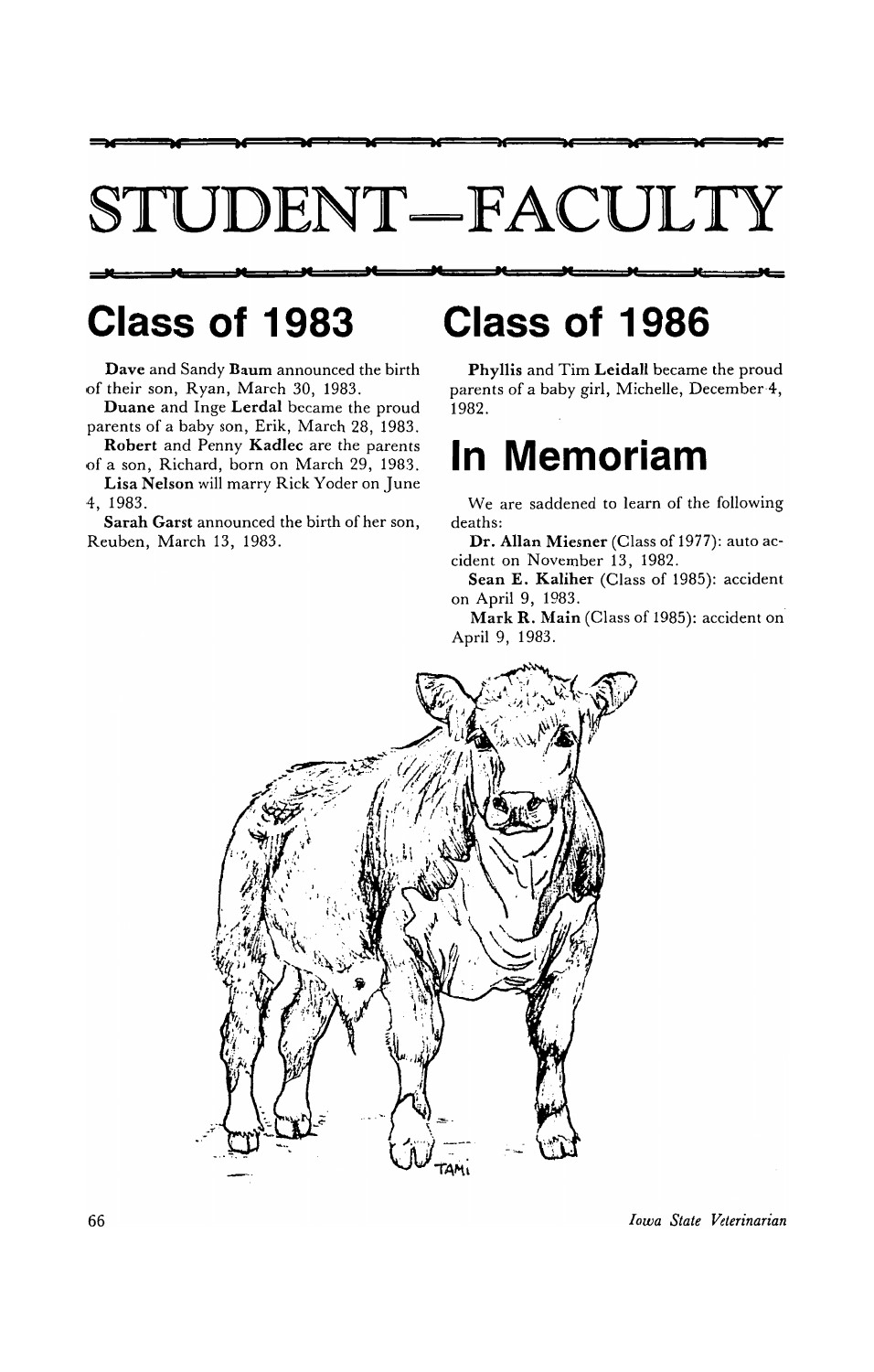# STUDENT—FACULTY

## Class of 1983

**Dave** and Sandy **Baum** announced the birth of their son, Ryan, March 30, 1983.

**Duane** and Inge **Lerdal** became the proud parents of a baby son, Erik, March 28, 1983.

**Robert** and Penny **Kadlec** are the parents of a son, Richard, born on March 29, 1983.

**Lisa Nelson** will marry Rick Yoder on June 4, 1983.

**Sarah Garst** announced the birth of her son, Reuben, March 13, 1983.

## Class of 1986

**Phyllis** and Tim **Leidall** became the proud parents of a baby girl, Michelle, December 4, 1982.

## In Memoriam

We are saddened to learn of the following deaths:

**Dr. Allan Miesner** (Class of 1977): auto accident on November 13, 1982.

**Sean E. Kaliher** (Class of 1985): accident on April 9, 1983.

**Mark R. Main** (Class of 1985): accident on April 9, 1983.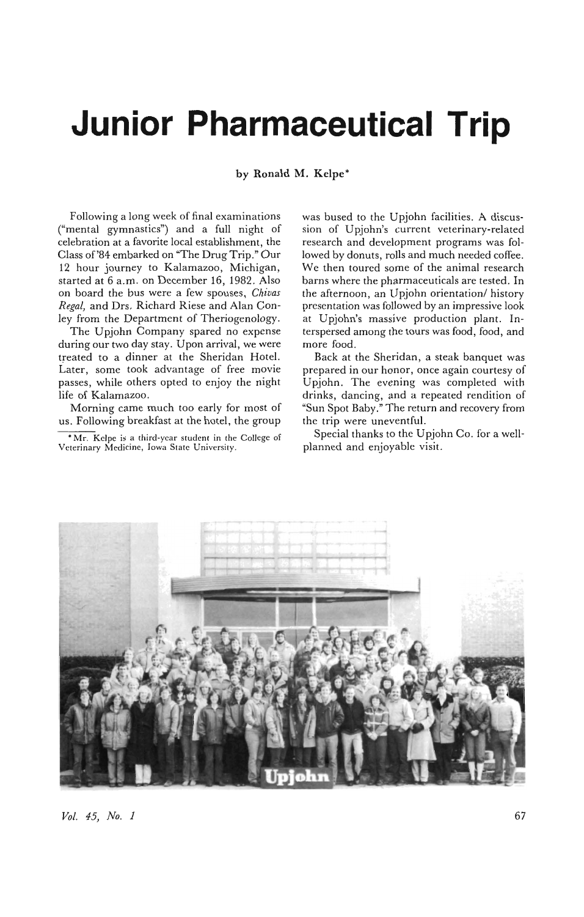# Junior Pharmaceutical Trip

by Ronald M. Kelpe*

Following a long week of final examinations ("mental gymnastics") and a full night of celebration at a favorite local establishment, the Class of '84 embarked on "The Drug Trip." Our 12 hour journey to Kalamazoo, Michigan, started at 6 a.m. on December 16, 1982. Also on board the bus were a few spouses, *Chivas Regal,* and Drs. Richard Riese and Alan Conley from the Department of Theriogenology.

The Upjohn Company spared no expense during our two day stay. Upon arrival, we were treated to a dinner at the Sheridan Hotel. Later, some took advantage of free movie passes, while others opted to enjoy the night life of Kalamazoo.

Morning came much too early for most of us. Following breakfast at the hotel, the group was bused to the Upjohn facilities. A discussion of Upjohn's current veterinary-related research and development programs was followed by donuts, rolls and much needed coffee. We then toured some of the animal research barns where the pharmaceuticals are tested. In the afternoon, an Upjohn orientation/ history presentation was followed by an impressive look at Upjohn's massive production plant. Interspersed among the tours was food, food, and more food.

Back at the Sheridan, a steak banquet was prepared in our honor, once again courtesy of Upjohn. The evening was completed with drinks, dancing, and a repeated rendition of "Sun Spot Baby." The return and recovery from the trip were uneventful.

Special thanks to the Upjohn Co. for a well-planned and enjoyable visit.

*Mr. Kelpe is a third-year student in the College of Veterinary Medicine, Iowa State University.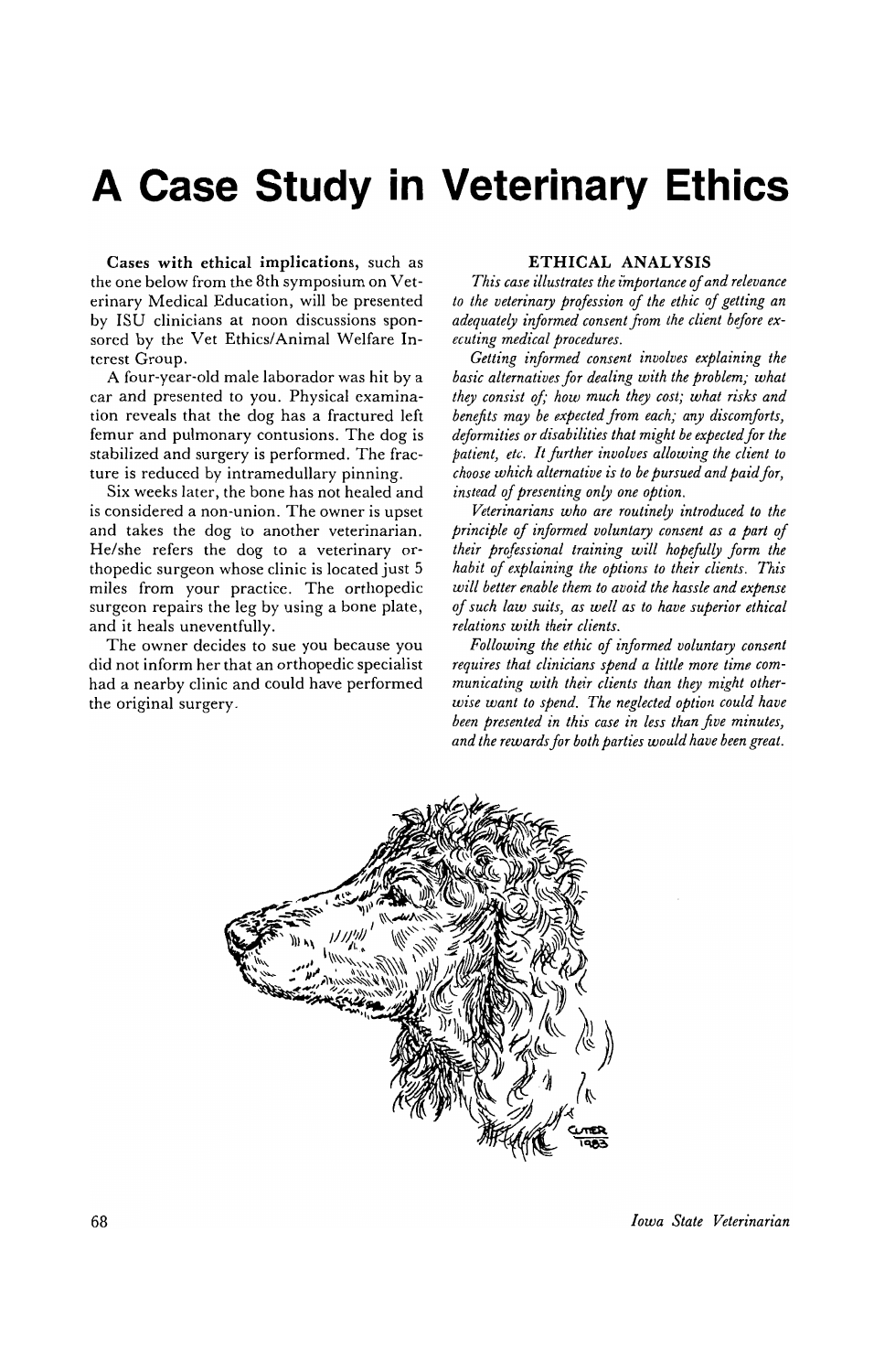# A Case Study in Veterinary Ethics

**Cases with ethical implications,** such as the one below from the 8th symposium on Veterinary Medical Education, will be presented by ISU clinicians at noon discussions sponsored by the Vet Ethics/Animal Welfare Interest Group.

A four-year-old male laborador was hit by a car and presented to you. Physical examination reveals that the dog has a fractured left femur and pulmonary contusions. The dog is stabilized and surgery is performed. The fracture is reduced by intramedullary pinning.

Six weeks later, the bone has not healed and is considered a non-union. The owner is upset and takes the dog to another veterinarian. He/she refers the dog to a veterinary orthopedic surgeon whose clinic is located just 5 miles from your practice. The orthopedic surgeon repairs the leg by using a bone plate, and it heals uneventfully.

The owner decides to sue you because you did not inform her that an orthopedic specialist had a nearby clinic and could have performed the original surgery.

## ETHICAL ANALYSIS

*This case illustrates the importance of and relevance to the veterinary profession of the ethic of getting an adequately informed consent from the client before executing medical procedures.*

*Getting informed consent involves explaining the basic alternatives for dealing with the problem; what they consist of; how much they cost; what risks and benefits may be expected from each; any discomforts, deformities or disabilities that might be expected for the patient, etc. It further involves allowing the client to choose which alternative is to be pursued and paid for, instead of presenting only one option.*

*Veterinarians who are routinely introduced to the principle of informed voluntary consent as a part of their professional training will hopefully form the habit of explaining the options to their clients. This will better enable them to avoid the hassle and expense of such law suits, as well as to have superior ethical relations with their clients.*

*Following the ethic of informed voluntary consent requires that clinicians spend a little more time communicating with their clients than they might otherwise want to spend. The neglected option could have been presented in this case in less than five minutes, and the rewards for both parties would have been great.*